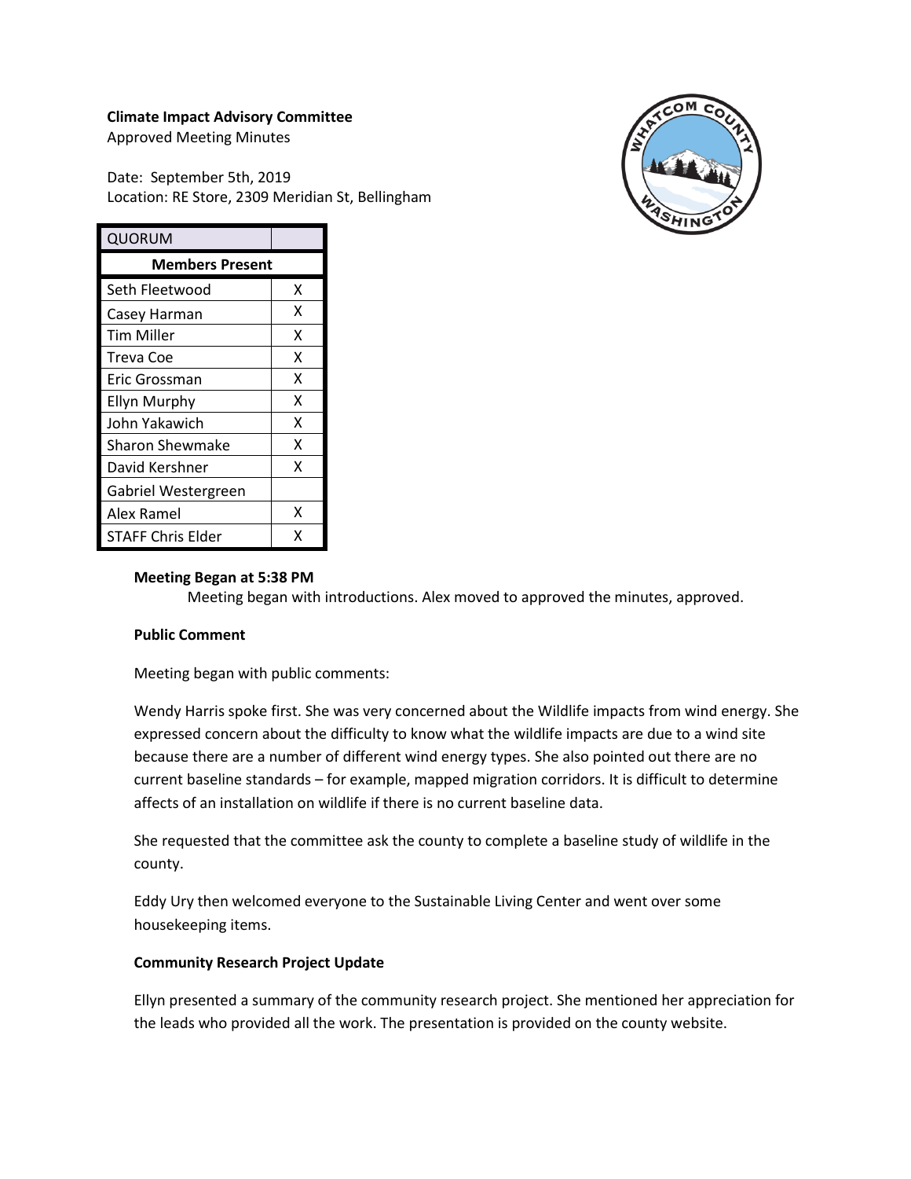**Climate Impact Advisory Committee**
Approved Meeting Minutes

Date: September 5th, 2019
Location: RE Store, 2309 Meridian St, Bellingham

| QUORUM | |
|---|---|
| **Members Present** | |
| Seth Fleetwood | X |
| Casey Harman | X |
| Tim Miller | X |
| Treva Coe | X |
| Eric Grossman | X |
| Ellyn Murphy | X |
| John Yakawich | X |
| Sharon Shewmake | X |
| David Kershner | X |
| Gabriel Westergreen | |
| Alex Ramel | X |
| STAFF Chris Elder | X |

**Meeting Began at 5:38 PM**

Meeting began with introductions. Alex moved to approved the minutes, approved.

**Public Comment**

Meeting began with public comments:

Wendy Harris spoke first. She was very concerned about the Wildlife impacts from wind energy. She expressed concern about the difficulty to know what the wildlife impacts are due to a wind site because there are a number of different wind energy types. She also pointed out there are no current baseline standards – for example, mapped migration corridors. It is difficult to determine affects of an installation on wildlife if there is no current baseline data.

She requested that the committee ask the county to complete a baseline study of wildlife in the county.

Eddy Ury then welcomed everyone to the Sustainable Living Center and went over some housekeeping items.

**Community Research Project Update**

Ellyn presented a summary of the community research project. She mentioned her appreciation for the leads who provided all the work. The presentation is provided on the county website.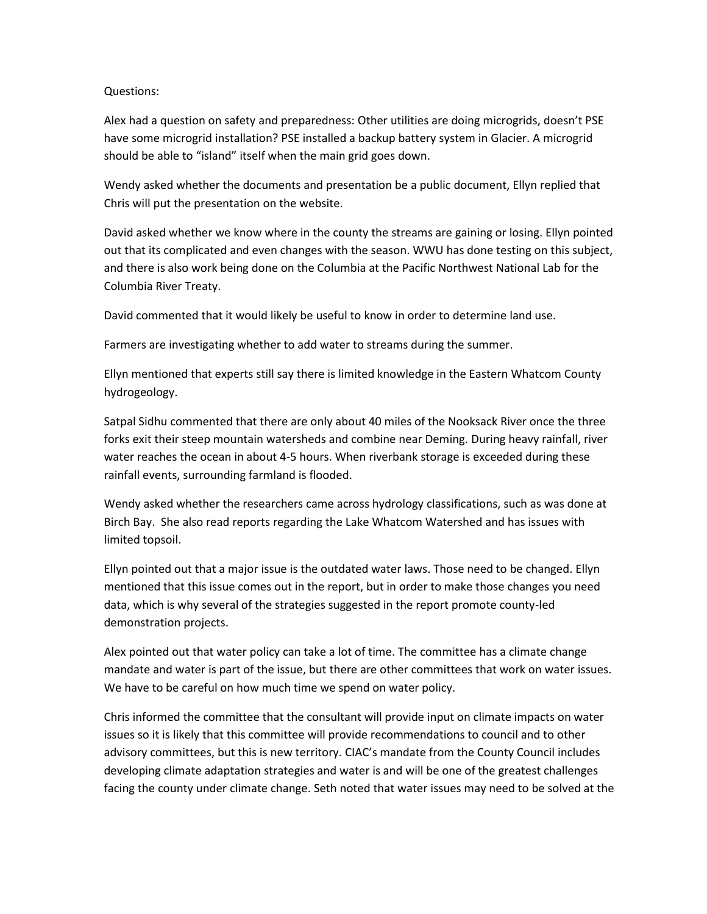Questions:

Alex had a question on safety and preparedness: Other utilities are doing microgrids, doesn't PSE have some microgrid installation? PSE installed a backup battery system in Glacier. A microgrid should be able to "island" itself when the main grid goes down.

Wendy asked whether the documents and presentation be a public document, Ellyn replied that Chris will put the presentation on the website.

David asked whether we know where in the county the streams are gaining or losing. Ellyn pointed out that its complicated and even changes with the season. WWU has done testing on this subject, and there is also work being done on the Columbia at the Pacific Northwest National Lab for the Columbia River Treaty.

David commented that it would likely be useful to know in order to determine land use.

Farmers are investigating whether to add water to streams during the summer.

Ellyn mentioned that experts still say there is limited knowledge in the Eastern Whatcom County hydrogeology.

Satpal Sidhu commented that there are only about 40 miles of the Nooksack River once the three forks exit their steep mountain watersheds and combine near Deming. During heavy rainfall, river water reaches the ocean in about 4-5 hours. When riverbank storage is exceeded during these rainfall events, surrounding farmland is flooded.

Wendy asked whether the researchers came across hydrology classifications, such as was done at Birch Bay. She also read reports regarding the Lake Whatcom Watershed and has issues with limited topsoil.

Ellyn pointed out that a major issue is the outdated water laws. Those need to be changed. Ellyn mentioned that this issue comes out in the report, but in order to make those changes you need data, which is why several of the strategies suggested in the report promote county-led demonstration projects.

Alex pointed out that water policy can take a lot of time. The committee has a climate change mandate and water is part of the issue, but there are other committees that work on water issues. We have to be careful on how much time we spend on water policy.

Chris informed the committee that the consultant will provide input on climate impacts on water issues so it is likely that this committee will provide recommendations to council and to other advisory committees, but this is new territory. CIAC's mandate from the County Council includes developing climate adaptation strategies and water is and will be one of the greatest challenges facing the county under climate change. Seth noted that water issues may need to be solved at the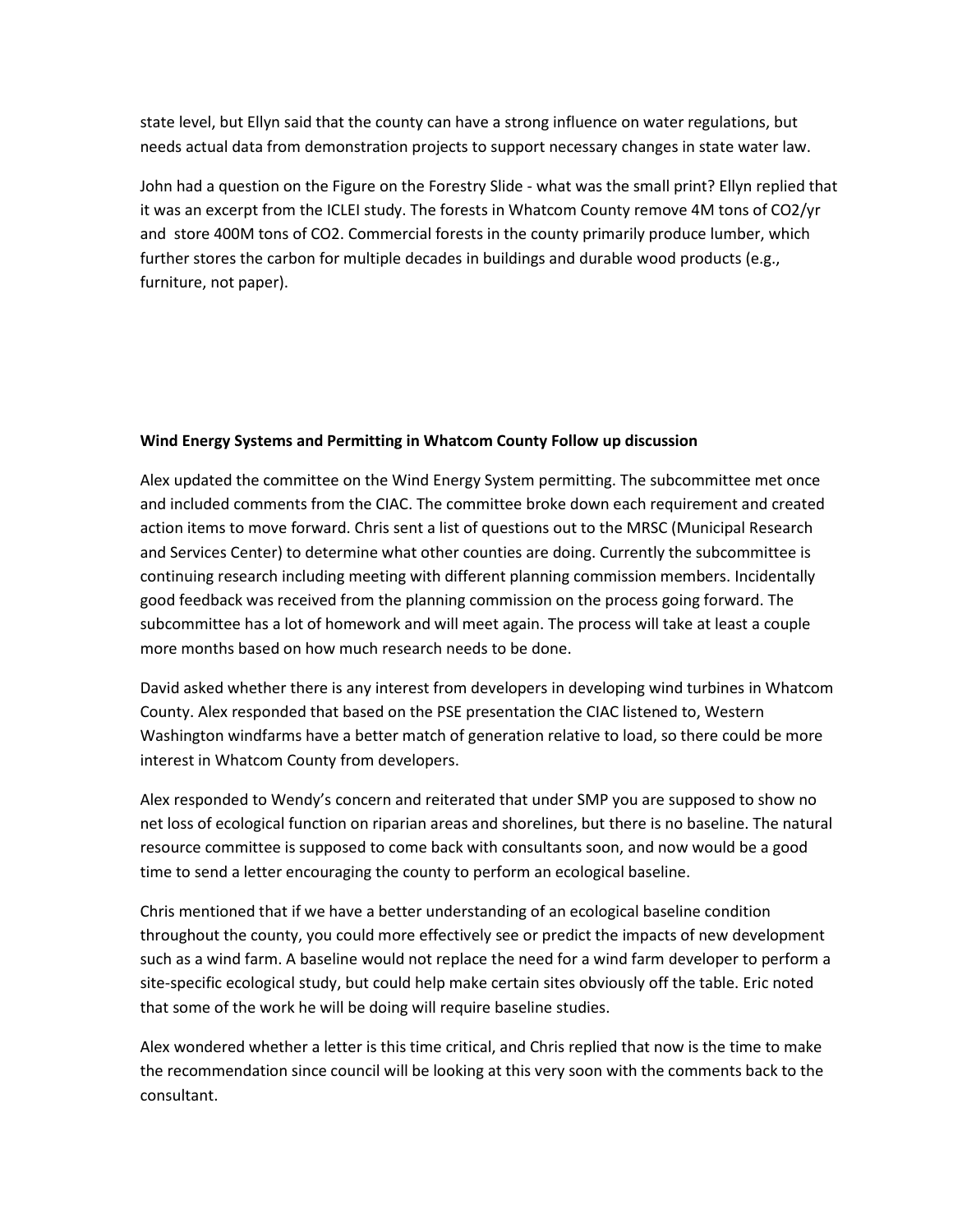state level, but Ellyn said that the county can have a strong influence on water regulations, but needs actual data from demonstration projects to support necessary changes in state water law.

John had a question on the Figure on the Forestry Slide - what was the small print? Ellyn replied that it was an excerpt from the ICLEI study. The forests in Whatcom County remove 4M tons of $CO_2$/yr and store 400M tons of $CO_2$. Commercial forests in the county primarily produce lumber, which further stores the carbon for multiple decades in buildings and durable wood products (e.g., furniture, not paper).

**Wind Energy Systems and Permitting in Whatcom County Follow up discussion**

Alex updated the committee on the Wind Energy System permitting. The subcommittee met once and included comments from the CIAC. The committee broke down each requirement and created action items to move forward. Chris sent a list of questions out to the MRSC (Municipal Research and Services Center) to determine what other counties are doing. Currently the subcommittee is continuing research including meeting with different planning commission members. Incidentally good feedback was received from the planning commission on the process going forward. The subcommittee has a lot of homework and will meet again. The process will take at least a couple more months based on how much research needs to be done.

David asked whether there is any interest from developers in developing wind turbines in Whatcom County. Alex responded that based on the PSE presentation the CIAC listened to, Western Washington windfarms have a better match of generation relative to load, so there could be more interest in Whatcom County from developers.

Alex responded to Wendy's concern and reiterated that under SMP you are supposed to show no net loss of ecological function on riparian areas and shorelines, but there is no baseline. The natural resource committee is supposed to come back with consultants soon, and now would be a good time to send a letter encouraging the county to perform an ecological baseline.

Chris mentioned that if we have a better understanding of an ecological baseline condition throughout the county, you could more effectively see or predict the impacts of new development such as a wind farm. A baseline would not replace the need for a wind farm developer to perform a site-specific ecological study, but could help make certain sites obviously off the table. Eric noted that some of the work he will be doing will require baseline studies.

Alex wondered whether a letter is this time critical, and Chris replied that now is the time to make the recommendation since council will be looking at this very soon with the comments back to the consultant.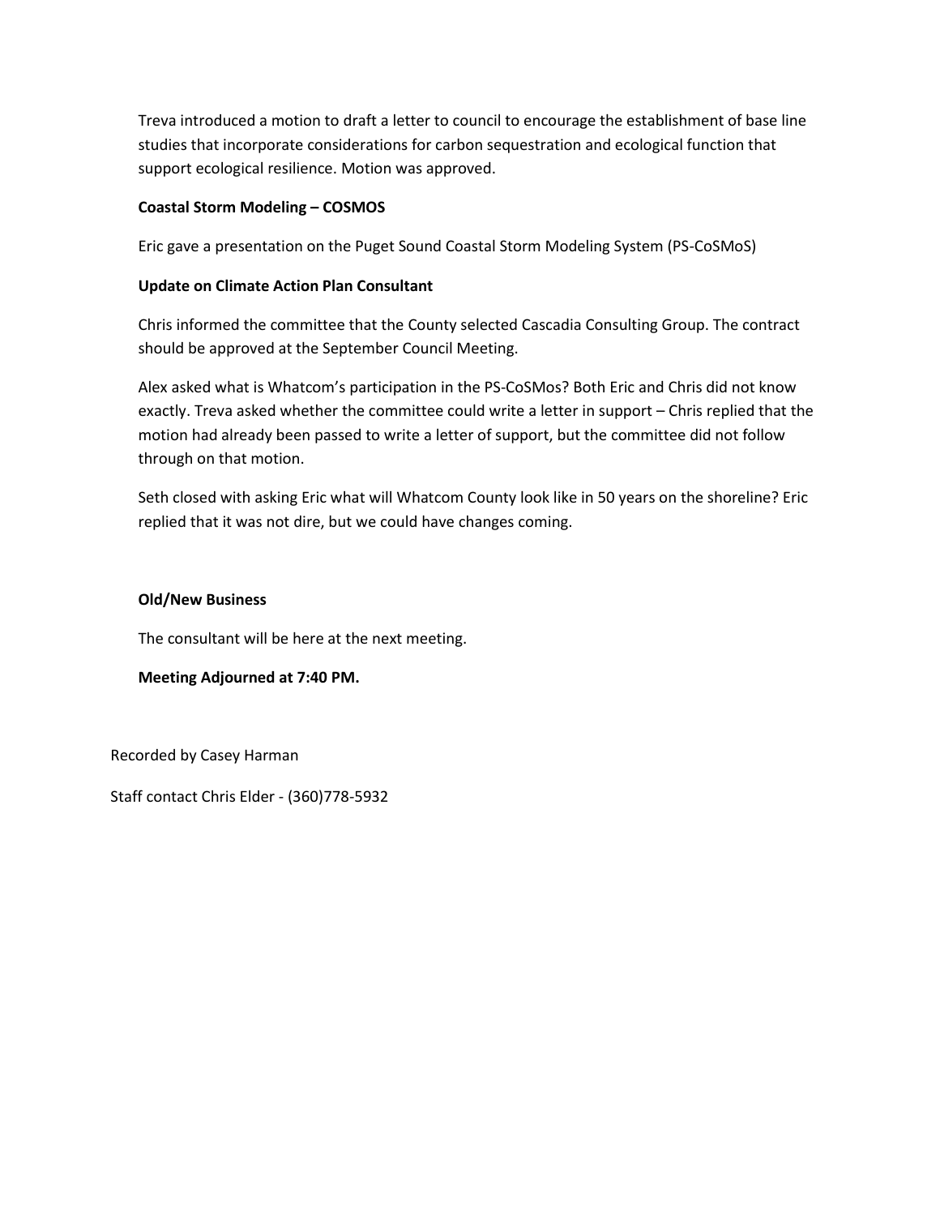Treva introduced a motion to draft a letter to council to encourage the establishment of base line studies that incorporate considerations for carbon sequestration and ecological function that support ecological resilience. Motion was approved.

**Coastal Storm Modeling – COSMOS**

Eric gave a presentation on the Puget Sound Coastal Storm Modeling System (PS-CoSMoS)

**Update on Climate Action Plan Consultant**

Chris informed the committee that the County selected Cascadia Consulting Group. The contract should be approved at the September Council Meeting.

Alex asked what is Whatcom's participation in the PS-CoSMos? Both Eric and Chris did not know exactly. Treva asked whether the committee could write a letter in support – Chris replied that the motion had already been passed to write a letter of support, but the committee did not follow through on that motion.

Seth closed with asking Eric what will Whatcom County look like in 50 years on the shoreline? Eric replied that it was not dire, but we could have changes coming.

**Old/New Business**

The consultant will be here at the next meeting.

**Meeting Adjourned at 7:40 PM.**

Recorded by Casey Harman

Staff contact Chris Elder - (360)778-5932